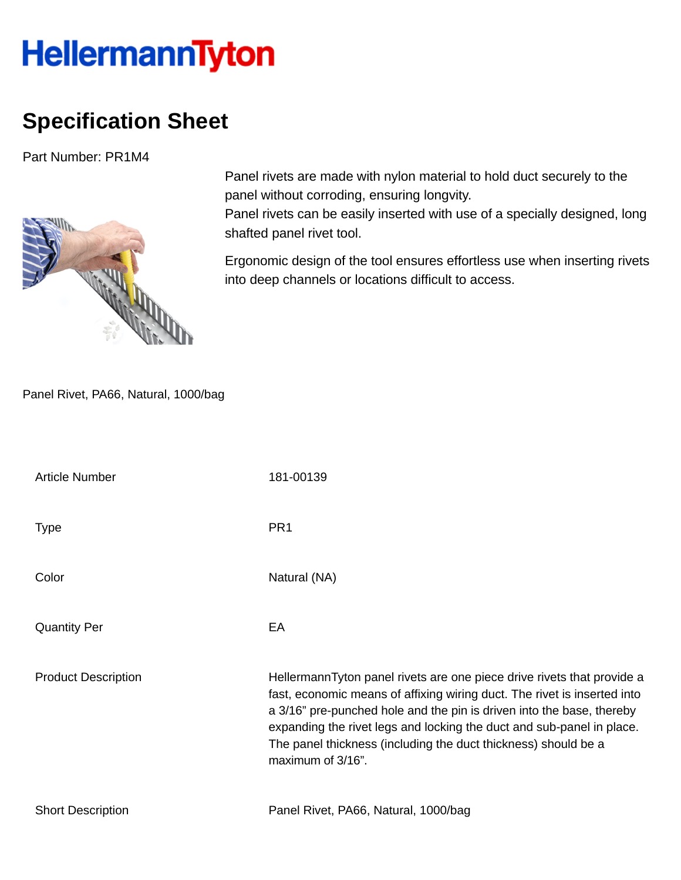HellermannTyton

# Specification Sheet

Part Number: PR1M4

Panel rivets are made with nylon material to hold duct securely to the panel without corroding, ensuring longvity.
Panel rivets can be easily inserted with use of a specially designed, long shafted panel rivet tool.

Ergonomic design of the tool ensures effortless use when inserting rivets into deep channels or locations difficult to access.

Panel Rivet, PA66, Natural, 1000/bag

| | |
|---|---|
| Article Number | 181-00139 |
| Type | PR1 |
| Color | Natural (NA) |
| Quantity Per | EA |
| Product Description | HellermannTyton panel rivets are one piece drive rivets that provide a fast, economic means of affixing wiring duct. The rivet is inserted into a 3/16” pre-punched hole and the pin is driven into the base, thereby expanding the rivet legs and locking the duct and sub-panel in place. The panel thickness (including the duct thickness) should be a maximum of 3/16”. |
| Short Description | Panel Rivet, PA66, Natural, 1000/bag |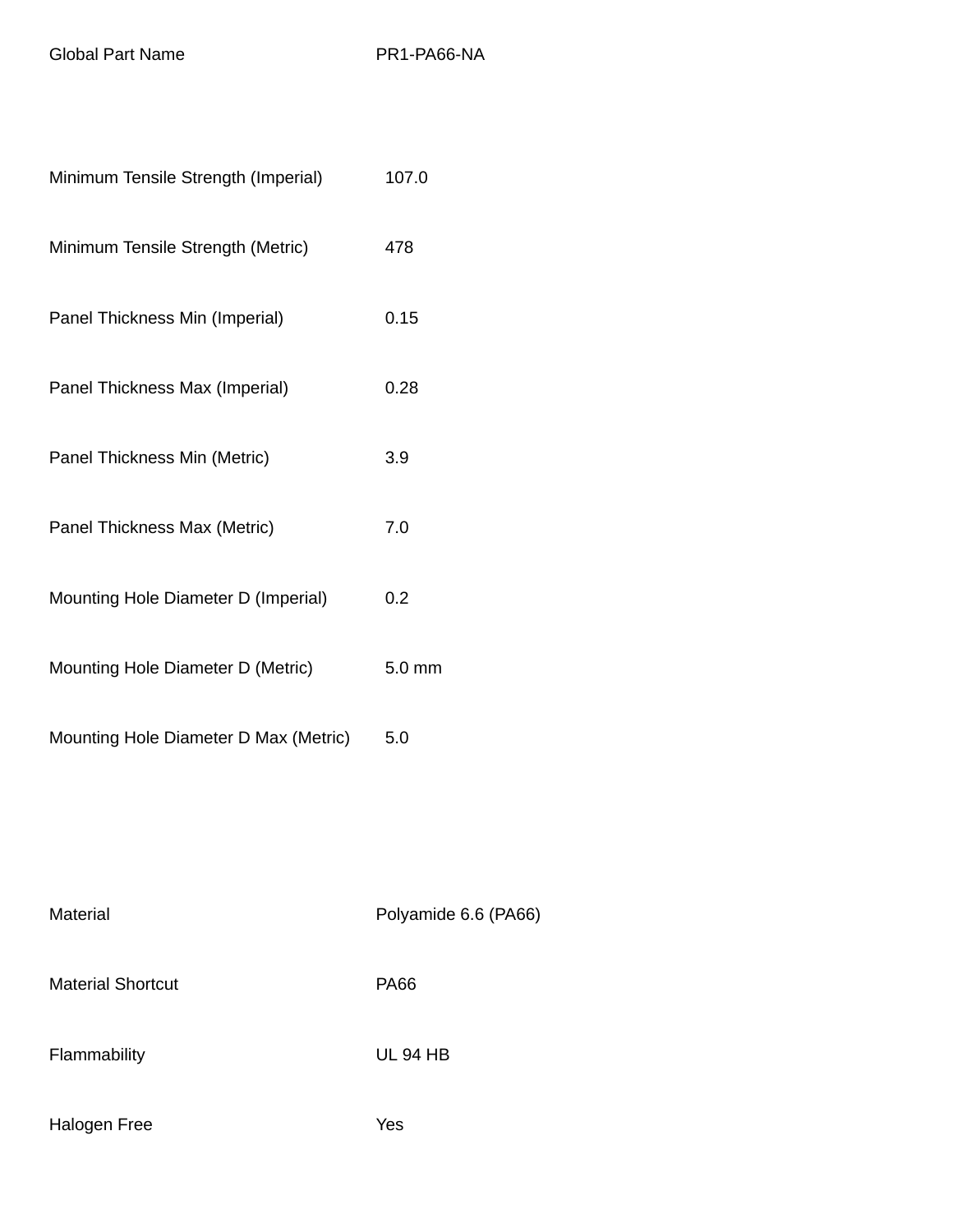| | |
|---|---|
| Global Part Name | PR1-PA66-NA |

| | |
|---|---|
| Minimum Tensile Strength (Imperial) | 107.0 |
| Minimum Tensile Strength (Metric) | 478 |
| Panel Thickness Min (Imperial) | 0.15 |
| Panel Thickness Max (Imperial) | 0.28 |
| Panel Thickness Min (Metric) | 3.9 |
| Panel Thickness Max (Metric) | 7.0 |
| Mounting Hole Diameter D (Imperial) | 0.2 |
| Mounting Hole Diameter D (Metric) | 5.0 mm |
| Mounting Hole Diameter D Max (Metric) | 5.0 |

| | |
|---|---|
| Material | Polyamide 6.6 (PA66) |
| Material Shortcut | PA66 |
| Flammability | UL 94 HB |
| Halogen Free | Yes |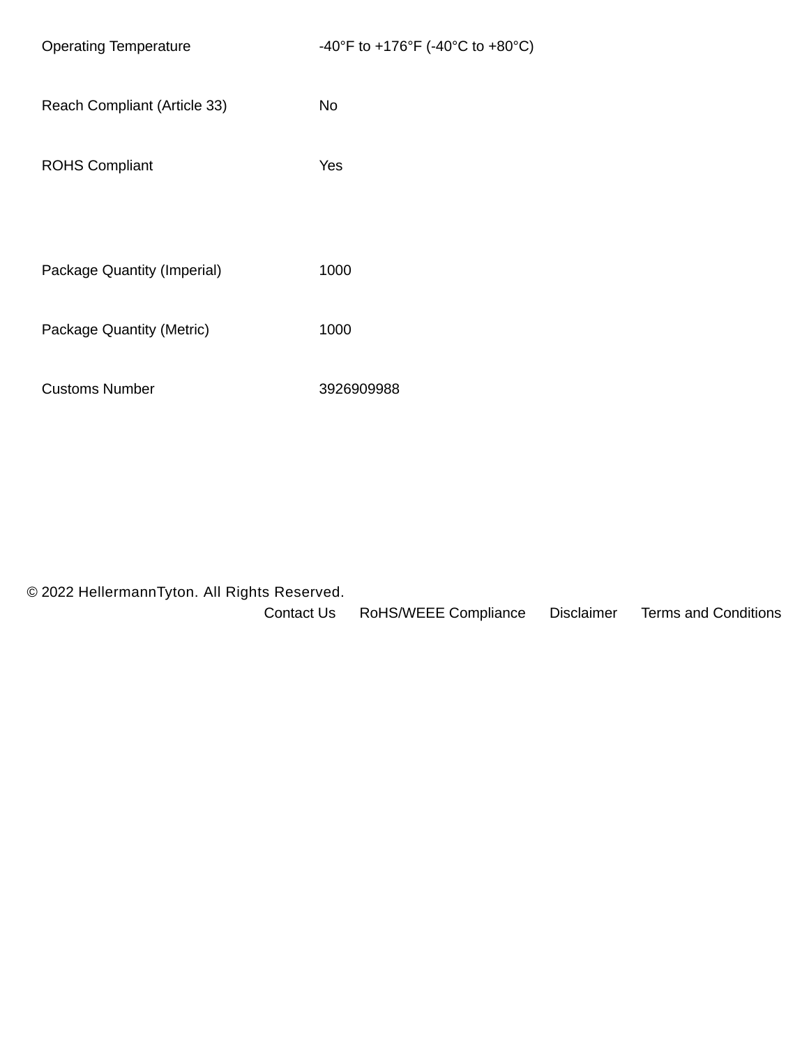| | |
|---|---|
| Operating Temperature | -40°F to +176°F (-40°C to +80°C) |
| Reach Compliant (Article 33) | No |
| ROHS Compliant | Yes |

| | |
|---|---|
| Package Quantity (Imperial) | 1000 |
| Package Quantity (Metric) | 1000 |
| Customs Number | 3926909988 |

© 2022 HellermannTyton. All Rights Reserved.

Contact Us RoHS/WEEE Compliance Disclaimer Terms and Conditions